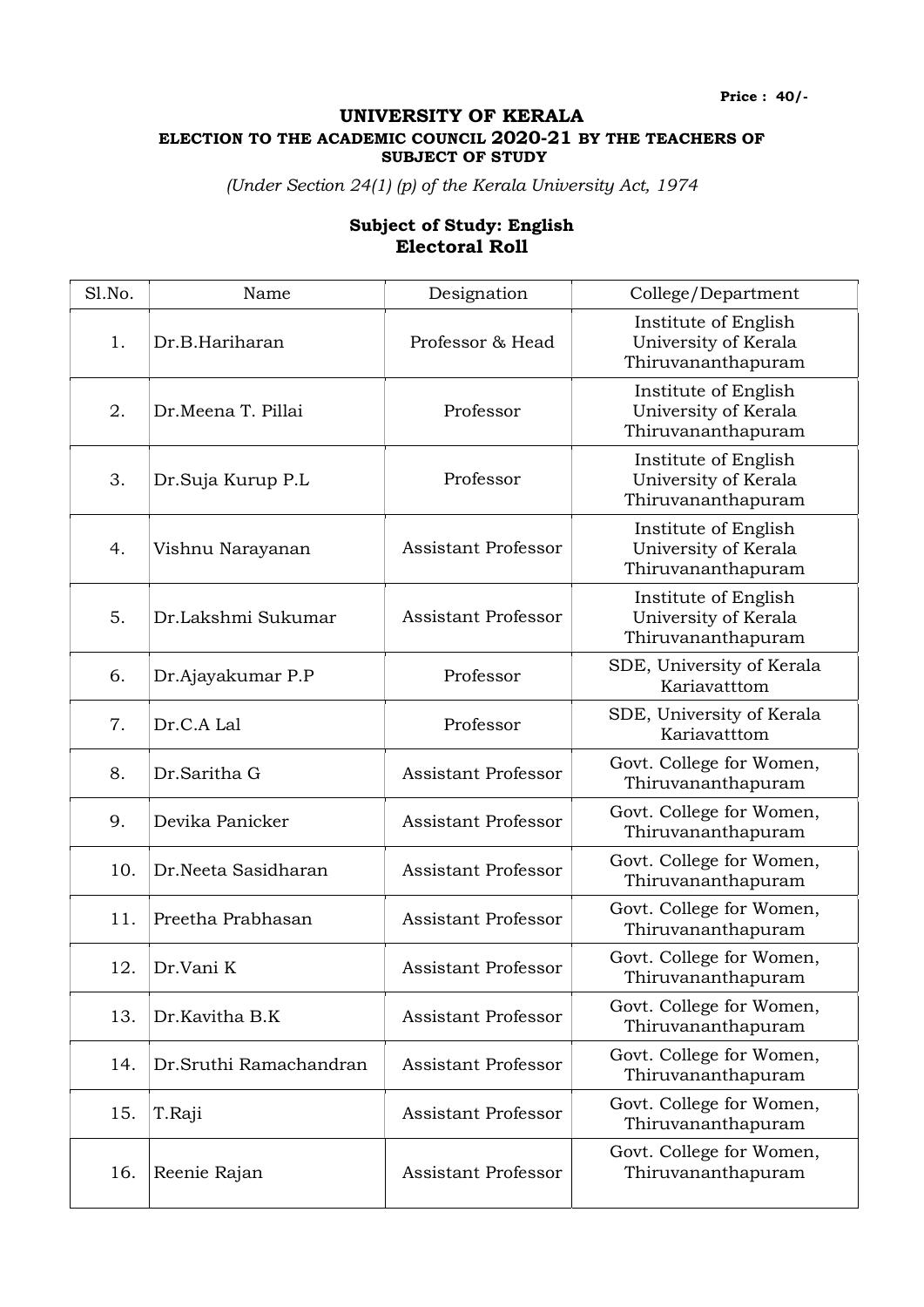**Price : 40/-**

# UNIVERSITY OF KERALA

## ELECTION TO THE ACADEMIC COUNCIL 2020-21 BY THE TEACHERS OF SUBJECT OF STUDY

*(Under Section 24(1) (p) of the Kerala University Act, 1974*

### Subject of Study: English
### Electoral Roll

| Sl.No. | Name | Designation | College/Department |
|---|---|---|---|
| 1. | Dr.B.Hariharan | Professor & Head | Institute of English University of Kerala Thiruvananthapuram |
| 2. | Dr.Meena T. Pillai | Professor | Institute of English University of Kerala Thiruvananthapuram |
| 3. | Dr.Suja Kurup P.L | Professor | Institute of English University of Kerala Thiruvananthapuram |
| 4. | Vishnu Narayanan | Assistant Professor | Institute of English University of Kerala Thiruvananthapuram |
| 5. | Dr.Lakshmi Sukumar | Assistant Professor | Institute of English University of Kerala Thiruvananthapuram |
| 6. | Dr.Ajayakumar P.P | Professor | SDE, University of Kerala Kariavatttom |
| 7. | Dr.C.A Lal | Professor | SDE, University of Kerala Kariavatttom |
| 8. | Dr.Saritha G | Assistant Professor | Govt. College for Women, Thiruvananthapuram |
| 9. | Devika Panicker | Assistant Professor | Govt. College for Women, Thiruvananthapuram |
| 10. | Dr.Neeta Sasidharan | Assistant Professor | Govt. College for Women, Thiruvananthapuram |
| 11. | Preetha Prabhasan | Assistant Professor | Govt. College for Women, Thiruvananthapuram |
| 12. | Dr.Vani K | Assistant Professor | Govt. College for Women, Thiruvananthapuram |
| 13. | Dr.Kavitha B.K | Assistant Professor | Govt. College for Women, Thiruvananthapuram |
| 14. | Dr.Sruthi Ramachandran | Assistant Professor | Govt. College for Women, Thiruvananthapuram |
| 15. | T.Raji | Assistant Professor | Govt. College for Women, Thiruvananthapuram |
| 16. | Reenie Rajan | Assistant Professor | Govt. College for Women, Thiruvananthapuram |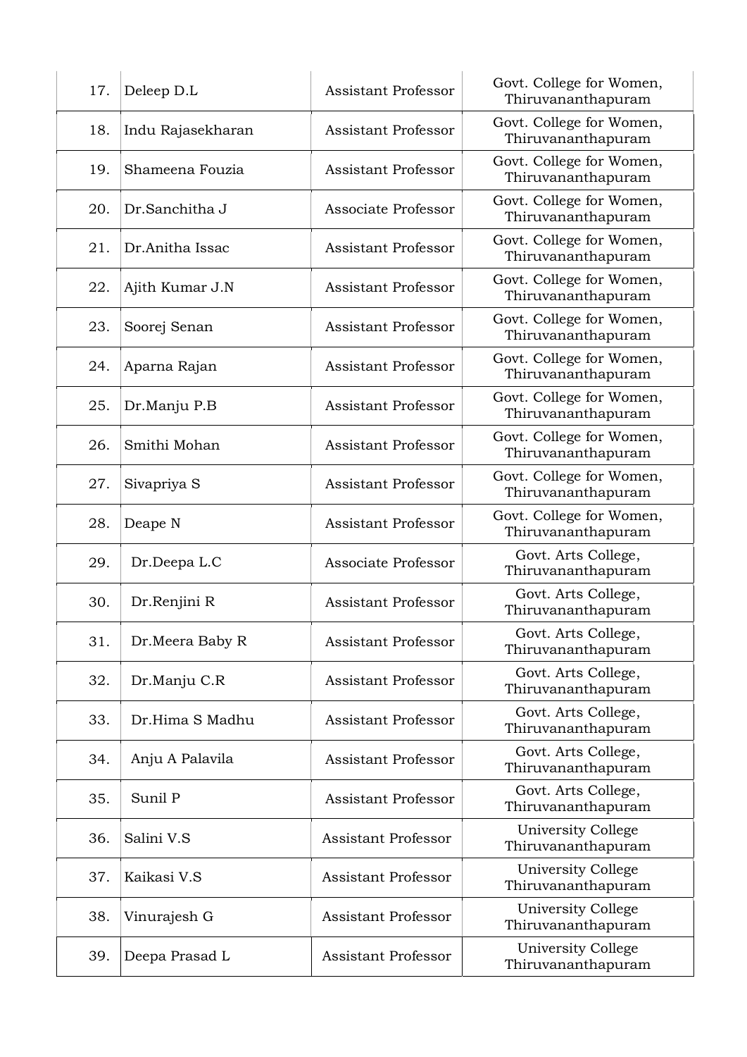| | | | |
|---|---|---|---|
| 17. | Deleep D.L | Assistant Professor | Govt. College for Women, Thiruvananthapuram |
| 18. | Indu Rajasekharan | Assistant Professor | Govt. College for Women, Thiruvananthapuram |
| 19. | Shameena Fouzia | Assistant Professor | Govt. College for Women, Thiruvananthapuram |
| 20. | Dr.Sanchitha J | Associate Professor | Govt. College for Women, Thiruvananthapuram |
| 21. | Dr.Anitha Issac | Assistant Professor | Govt. College for Women, Thiruvananthapuram |
| 22. | Ajith Kumar J.N | Assistant Professor | Govt. College for Women, Thiruvananthapuram |
| 23. | Soorej Senan | Assistant Professor | Govt. College for Women, Thiruvananthapuram |
| 24. | Aparna Rajan | Assistant Professor | Govt. College for Women, Thiruvananthapuram |
| 25. | Dr.Manju P.B | Assistant Professor | Govt. College for Women, Thiruvananthapuram |
| 26. | Smithi Mohan | Assistant Professor | Govt. College for Women, Thiruvananthapuram |
| 27. | Sivapriya S | Assistant Professor | Govt. College for Women, Thiruvananthapuram |
| 28. | Deape N | Assistant Professor | Govt. College for Women, Thiruvananthapuram |
| 29. | Dr.Deepa L.C | Associate Professor | Govt. Arts College, Thiruvananthapuram |
| 30. | Dr.Renjini R | Assistant Professor | Govt. Arts College, Thiruvananthapuram |
| 31. | Dr.Meera Baby R | Assistant Professor | Govt. Arts College, Thiruvananthapuram |
| 32. | Dr.Manju C.R | Assistant Professor | Govt. Arts College, Thiruvananthapuram |
| 33. | Dr.Hima S Madhu | Assistant Professor | Govt. Arts College, Thiruvananthapuram |
| 34. | Anju A Palavila | Assistant Professor | Govt. Arts College, Thiruvananthapuram |
| 35. | Sunil P | Assistant Professor | Govt. Arts College, Thiruvananthapuram |
| 36. | Salini V.S | Assistant Professor | University College Thiruvananthapuram |
| 37. | Kaikasi V.S | Assistant Professor | University College Thiruvananthapuram |
| 38. | Vinurajesh G | Assistant Professor | University College Thiruvananthapuram |
| 39. | Deepa Prasad L | Assistant Professor | University College Thiruvananthapuram |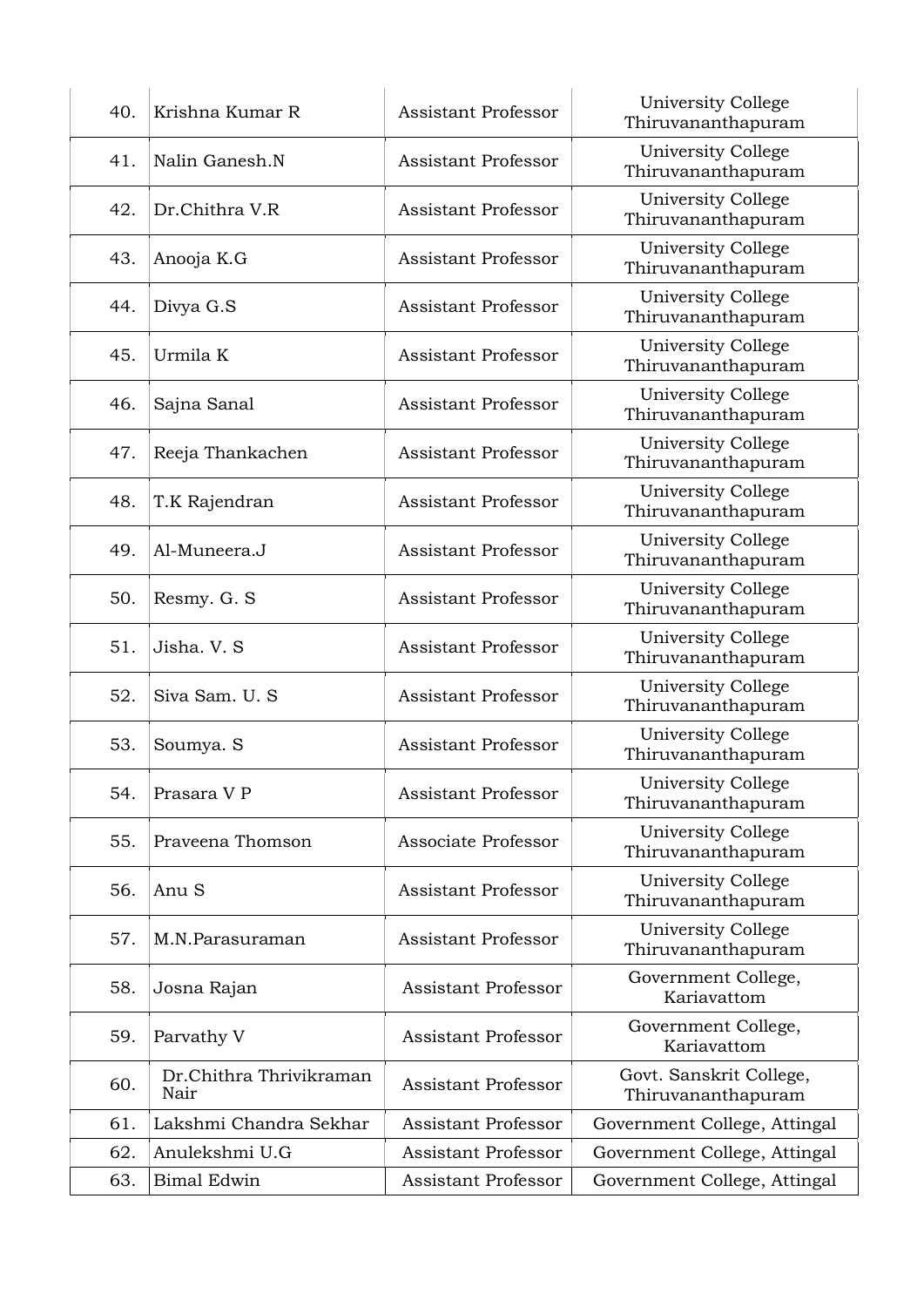| | | | |
|---|---|---|---|
| 40. | Krishna Kumar R | Assistant Professor | University College Thiruvananthapuram |
| 41. | Nalin Ganesh.N | Assistant Professor | University College Thiruvananthapuram |
| 42. | Dr.Chithra V.R | Assistant Professor | University College Thiruvananthapuram |
| 43. | Anooja K.G | Assistant Professor | University College Thiruvananthapuram |
| 44. | Divya G.S | Assistant Professor | University College Thiruvananthapuram |
| 45. | Urmila K | Assistant Professor | University College Thiruvananthapuram |
| 46. | Sajna Sanal | Assistant Professor | University College Thiruvananthapuram |
| 47. | Reeja Thankachen | Assistant Professor | University College Thiruvananthapuram |
| 48. | T.K Rajendran | Assistant Professor | University College Thiruvananthapuram |
| 49. | Al-Muneera.J | Assistant Professor | University College Thiruvananthapuram |
| 50. | Resmy. G. S | Assistant Professor | University College Thiruvananthapuram |
| 51. | Jisha. V. S | Assistant Professor | University College Thiruvananthapuram |
| 52. | Siva Sam. U. S | Assistant Professor | University College Thiruvananthapuram |
| 53. | Soumya. S | Assistant Professor | University College Thiruvananthapuram |
| 54. | Prasara V P | Assistant Professor | University College Thiruvananthapuram |
| 55. | Praveena Thomson | Associate Professor | University College Thiruvananthapuram |
| 56. | Anu S | Assistant Professor | University College Thiruvananthapuram |
| 57. | M.N.Parasuraman | Assistant Professor | University College Thiruvananthapuram |
| 58. | Josna Rajan | Assistant Professor | Government College, Kariavattom |
| 59. | Parvathy V | Assistant Professor | Government College, Kariavattom |
| 60. | Dr.Chithra Thrivikraman Nair | Assistant Professor | Govt. Sanskrit College, Thiruvananthapuram |
| 61. | Lakshmi Chandra Sekhar | Assistant Professor | Government College, Attingal |
| 62. | Anulekshmi U.G | Assistant Professor | Government College, Attingal |
| 63. | Bimal Edwin | Assistant Professor | Government College, Attingal |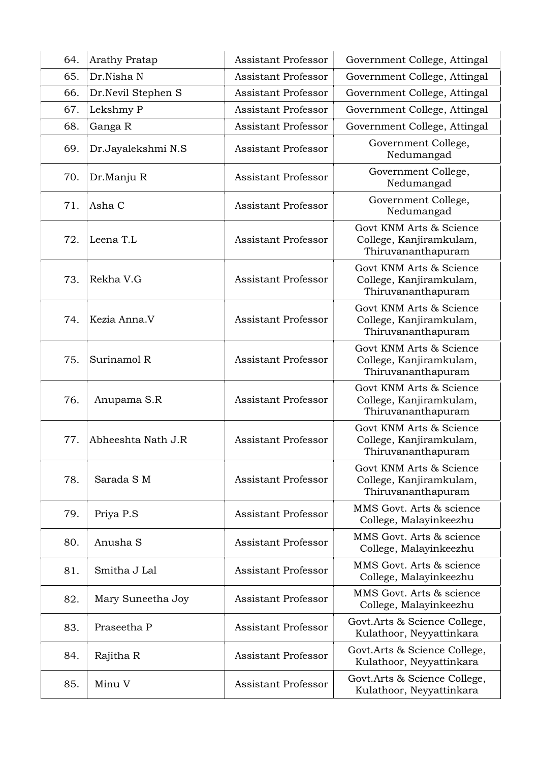| | | | |
|---|---|---|---|
| 64. | Arathy Pratap | Assistant Professor | Government College, Attingal |
| 65. | Dr.Nisha N | Assistant Professor | Government College, Attingal |
| 66. | Dr.Nevil Stephen S | Assistant Professor | Government College, Attingal |
| 67. | Lekshmy P | Assistant Professor | Government College, Attingal |
| 68. | Ganga R | Assistant Professor | Government College, Attingal |
| 69. | Dr.Jayalekshmi N.S | Assistant Professor | Government College, Nedumangad |
| 70. | Dr.Manju R | Assistant Professor | Government College, Nedumangad |
| 71. | Asha C | Assistant Professor | Government College, Nedumangad |
| 72. | Leena T.L | Assistant Professor | Govt KNM Arts & Science College, Kanjiramkulam, Thiruvananthapuram |
| 73. | Rekha V.G | Assistant Professor | Govt KNM Arts & Science College, Kanjiramkulam, Thiruvananthapuram |
| 74. | Kezia Anna.V | Assistant Professor | Govt KNM Arts & Science College, Kanjiramkulam, Thiruvananthapuram |
| 75. | Surinamol R | Assistant Professor | Govt KNM Arts & Science College, Kanjiramkulam, Thiruvananthapuram |
| 76. | Anupama S.R | Assistant Professor | Govt KNM Arts & Science College, Kanjiramkulam, Thiruvananthapuram |
| 77. | Abheeshta Nath J.R | Assistant Professor | Govt KNM Arts & Science College, Kanjiramkulam, Thiruvananthapuram |
| 78. | Sarada S M | Assistant Professor | Govt KNM Arts & Science College, Kanjiramkulam, Thiruvananthapuram |
| 79. | Priya P.S | Assistant Professor | MMS Govt. Arts & science College, Malayinkeezhu |
| 80. | Anusha S | Assistant Professor | MMS Govt. Arts & science College, Malayinkeezhu |
| 81. | Smitha J Lal | Assistant Professor | MMS Govt. Arts & science College, Malayinkeezhu |
| 82. | Mary Suneetha Joy | Assistant Professor | MMS Govt. Arts & science College, Malayinkeezhu |
| 83. | Praseetha P | Assistant Professor | Govt.Arts & Science College, Kulathoor, Neyyattinkara |
| 84. | Rajitha R | Assistant Professor | Govt.Arts & Science College, Kulathoor, Neyyattinkara |
| 85. | Minu V | Assistant Professor | Govt.Arts & Science College, Kulathoor, Neyyattinkara |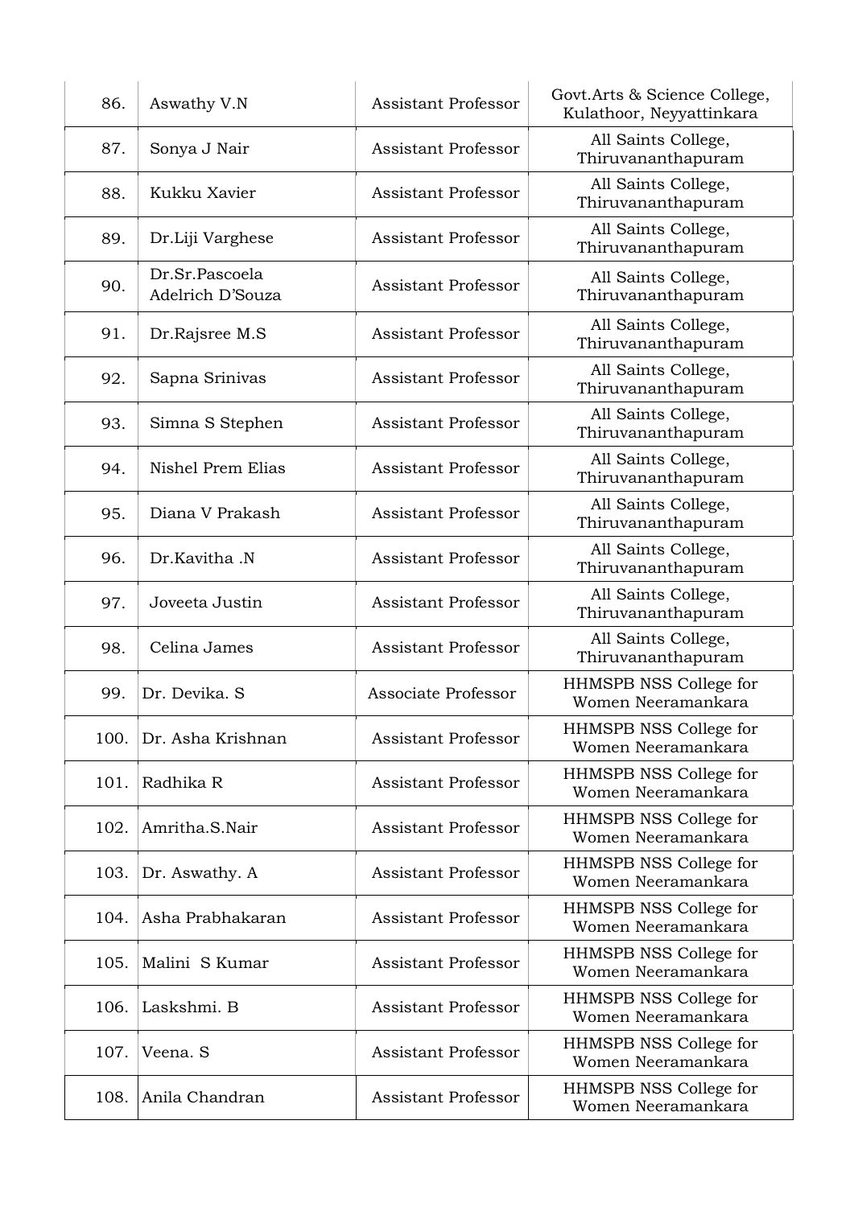| 86. | Aswathy V.N | Assistant Professor | Govt.Arts & Science College, Kulathoor, Neyyattinkara |
|---|---|---|---|
| 87. | Sonya J Nair | Assistant Professor | All Saints College, Thiruvananthapuram |
| 88. | Kukku Xavier | Assistant Professor | All Saints College, Thiruvananthapuram |
| 89. | Dr.Liji Varghese | Assistant Professor | All Saints College, Thiruvananthapuram |
| 90. | Dr.Sr.Pascoela Adelrich D'Souza | Assistant Professor | All Saints College, Thiruvananthapuram |
| 91. | Dr.Rajsree M.S | Assistant Professor | All Saints College, Thiruvananthapuram |
| 92. | Sapna Srinivas | Assistant Professor | All Saints College, Thiruvananthapuram |
| 93. | Simna S Stephen | Assistant Professor | All Saints College, Thiruvananthapuram |
| 94. | Nishel Prem Elias | Assistant Professor | All Saints College, Thiruvananthapuram |
| 95. | Diana V Prakash | Assistant Professor | All Saints College, Thiruvananthapuram |
| 96. | Dr.Kavitha .N | Assistant Professor | All Saints College, Thiruvananthapuram |
| 97. | Joveeta Justin | Assistant Professor | All Saints College, Thiruvananthapuram |
| 98. | Celina James | Assistant Professor | All Saints College, Thiruvananthapuram |
| 99. | Dr. Devika. S | Associate Professor | HHMSPB NSS College for Women Neeramankara |
| 100. | Dr. Asha Krishnan | Assistant Professor | HHMSPB NSS College for Women Neeramankara |
| 101. | Radhika R | Assistant Professor | HHMSPB NSS College for Women Neeramankara |
| 102. | Amritha.S.Nair | Assistant Professor | HHMSPB NSS College for Women Neeramankara |
| 103. | Dr. Aswathy. A | Assistant Professor | HHMSPB NSS College for Women Neeramankara |
| 104. | Asha Prabhakaran | Assistant Professor | HHMSPB NSS College for Women Neeramankara |
| 105. | Malini S Kumar | Assistant Professor | HHMSPB NSS College for Women Neeramankara |
| 106. | Laskshmi. B | Assistant Professor | HHMSPB NSS College for Women Neeramankara |
| 107. | Veena. S | Assistant Professor | HHMSPB NSS College for Women Neeramankara |
| 108. | Anila Chandran | Assistant Professor | HHMSPB NSS College for Women Neeramankara |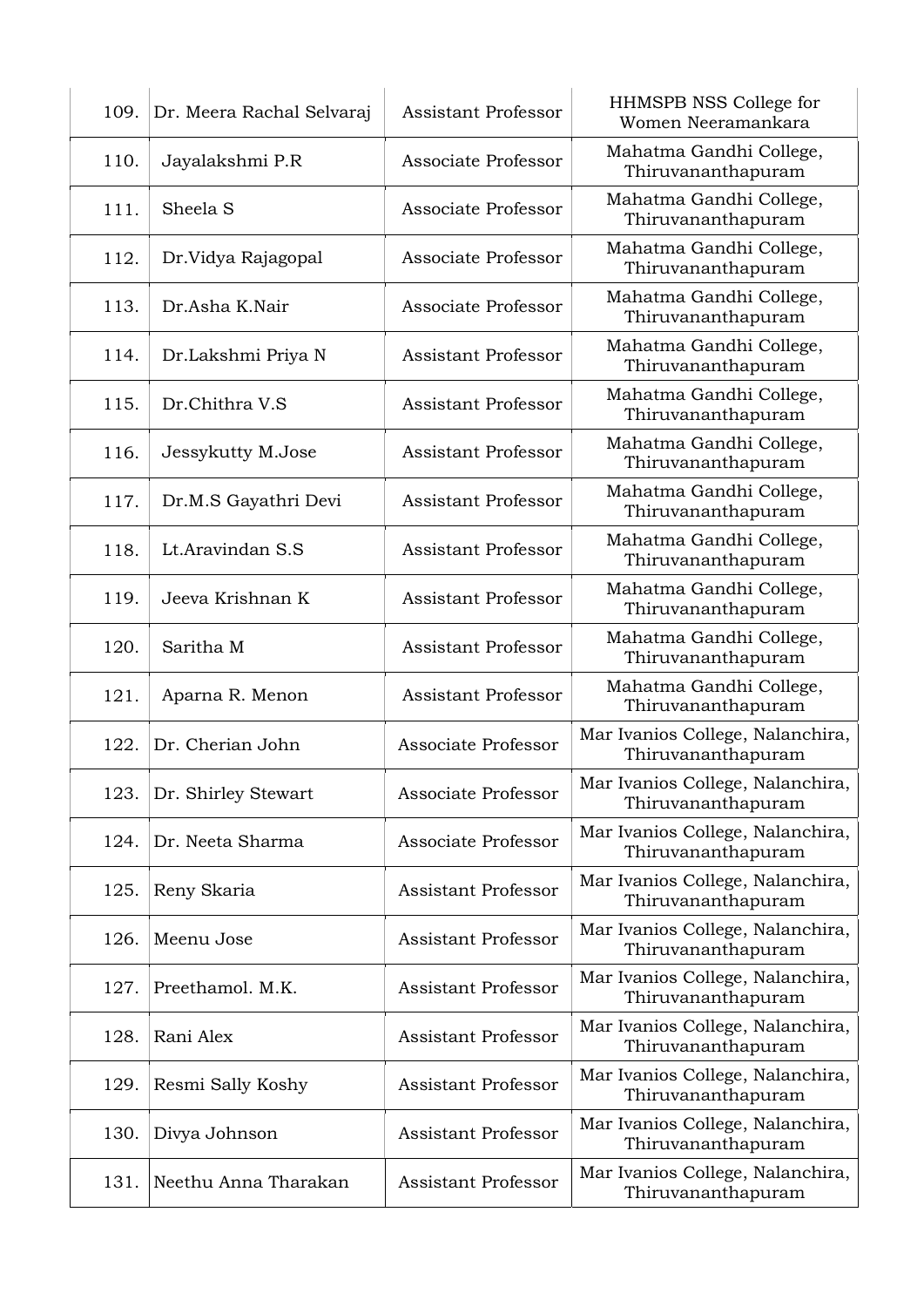| 109. | Dr. Meera Rachal Selvaraj | Assistant Professor | HHMSPB NSS College for Women Neeramankara |
|---|---|---|---|
| 110. | Jayalakshmi P.R | Associate Professor | Mahatma Gandhi College, Thiruvananthapuram |
| 111. | Sheela S | Associate Professor | Mahatma Gandhi College, Thiruvananthapuram |
| 112. | Dr.Vidya Rajagopal | Associate Professor | Mahatma Gandhi College, Thiruvananthapuram |
| 113. | Dr.Asha K.Nair | Associate Professor | Mahatma Gandhi College, Thiruvananthapuram |
| 114. | Dr.Lakshmi Priya N | Assistant Professor | Mahatma Gandhi College, Thiruvananthapuram |
| 115. | Dr.Chithra V.S | Assistant Professor | Mahatma Gandhi College, Thiruvananthapuram |
| 116. | Jessykutty M.Jose | Assistant Professor | Mahatma Gandhi College, Thiruvananthapuram |
| 117. | Dr.M.S Gayathri Devi | Assistant Professor | Mahatma Gandhi College, Thiruvananthapuram |
| 118. | Lt.Aravindan S.S | Assistant Professor | Mahatma Gandhi College, Thiruvananthapuram |
| 119. | Jeeva Krishnan K | Assistant Professor | Mahatma Gandhi College, Thiruvananthapuram |
| 120. | Saritha M | Assistant Professor | Mahatma Gandhi College, Thiruvananthapuram |
| 121. | Aparna R. Menon | Assistant Professor | Mahatma Gandhi College, Thiruvananthapuram |
| 122. | Dr. Cherian John | Associate Professor | Mar Ivanios College, Nalanchira, Thiruvananthapuram |
| 123. | Dr. Shirley Stewart | Associate Professor | Mar Ivanios College, Nalanchira, Thiruvananthapuram |
| 124. | Dr. Neeta Sharma | Associate Professor | Mar Ivanios College, Nalanchira, Thiruvananthapuram |
| 125. | Reny Skaria | Assistant Professor | Mar Ivanios College, Nalanchira, Thiruvananthapuram |
| 126. | Meenu Jose | Assistant Professor | Mar Ivanios College, Nalanchira, Thiruvananthapuram |
| 127. | Preethamol. M.K. | Assistant Professor | Mar Ivanios College, Nalanchira, Thiruvananthapuram |
| 128. | Rani Alex | Assistant Professor | Mar Ivanios College, Nalanchira, Thiruvananthapuram |
| 129. | Resmi Sally Koshy | Assistant Professor | Mar Ivanios College, Nalanchira, Thiruvananthapuram |
| 130. | Divya Johnson | Assistant Professor | Mar Ivanios College, Nalanchira, Thiruvananthapuram |
| 131. | Neethu Anna Tharakan | Assistant Professor | Mar Ivanios College, Nalanchira, Thiruvananthapuram |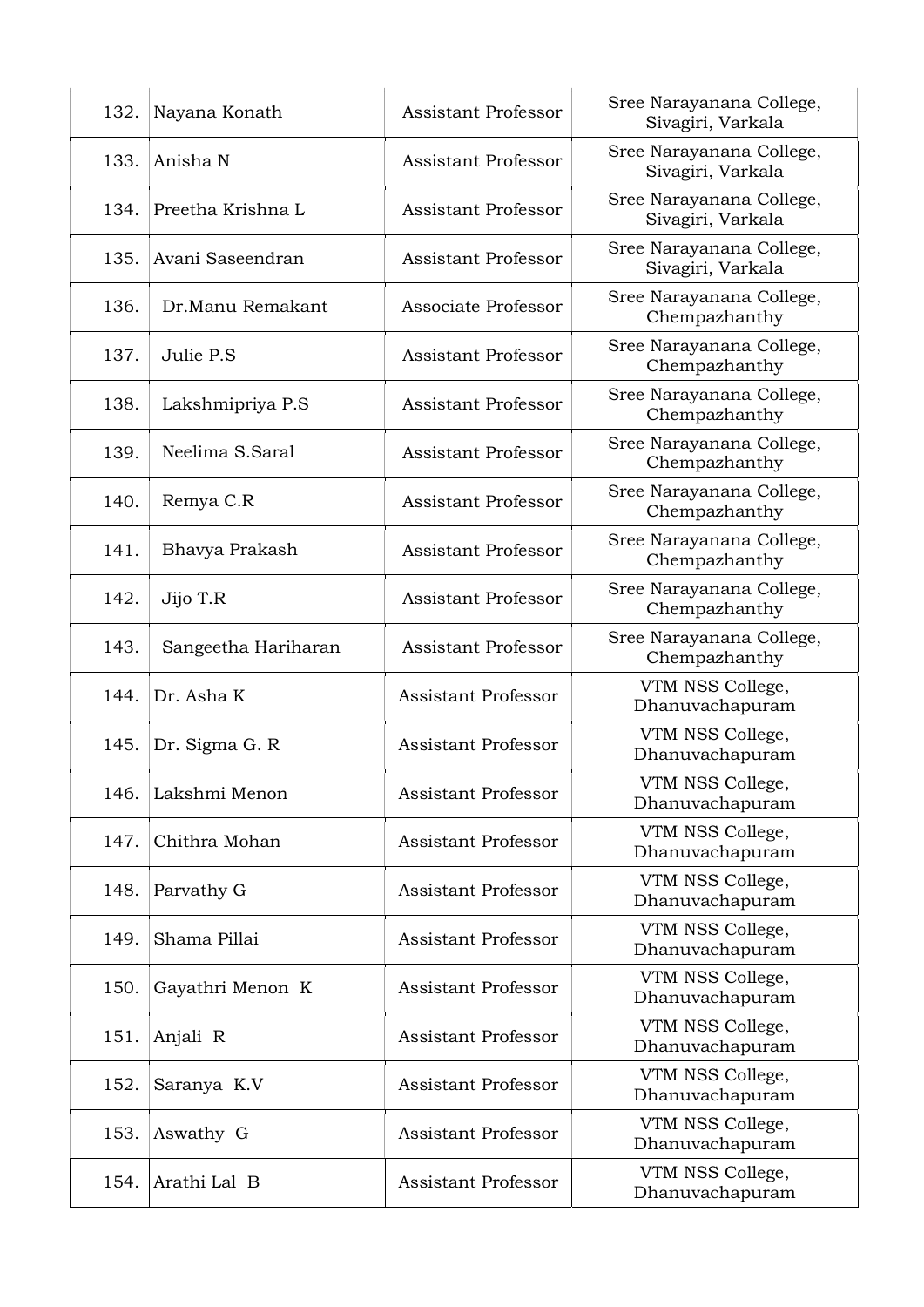| | | | |
|---|---|---|---|
| 132. | Nayana Konath | Assistant Professor | Sree Narayanana College, Sivagiri, Varkala |
| 133. | Anisha N | Assistant Professor | Sree Narayanana College, Sivagiri, Varkala |
| 134. | Preetha Krishna L | Assistant Professor | Sree Narayanana College, Sivagiri, Varkala |
| 135. | Avani Saseendran | Assistant Professor | Sree Narayanana College, Sivagiri, Varkala |
| 136. | Dr.Manu Remakant | Associate Professor | Sree Narayanana College, Chempazhanthy |
| 137. | Julie P.S | Assistant Professor | Sree Narayanana College, Chempazhanthy |
| 138. | Lakshmipriya P.S | Assistant Professor | Sree Narayanana College, Chempazhanthy |
| 139. | Neelima S.Saral | Assistant Professor | Sree Narayanana College, Chempazhanthy |
| 140. | Remya C.R | Assistant Professor | Sree Narayanana College, Chempazhanthy |
| 141. | Bhavya Prakash | Assistant Professor | Sree Narayanana College, Chempazhanthy |
| 142. | Jijo T.R | Assistant Professor | Sree Narayanana College, Chempazhanthy |
| 143. | Sangeetha Hariharan | Assistant Professor | Sree Narayanana College, Chempazhanthy |
| 144. | Dr. Asha K | Assistant Professor | VTM NSS College, Dhanuvachapuram |
| 145. | Dr. Sigma G. R | Assistant Professor | VTM NSS College, Dhanuvachapuram |
| 146. | Lakshmi Menon | Assistant Professor | VTM NSS College, Dhanuvachapuram |
| 147. | Chithra Mohan | Assistant Professor | VTM NSS College, Dhanuvachapuram |
| 148. | Parvathy G | Assistant Professor | VTM NSS College, Dhanuvachapuram |
| 149. | Shama Pillai | Assistant Professor | VTM NSS College, Dhanuvachapuram |
| 150. | Gayathri Menon K | Assistant Professor | VTM NSS College, Dhanuvachapuram |
| 151. | Anjali R | Assistant Professor | VTM NSS College, Dhanuvachapuram |
| 152. | Saranya K.V | Assistant Professor | VTM NSS College, Dhanuvachapuram |
| 153. | Aswathy G | Assistant Professor | VTM NSS College, Dhanuvachapuram |
| 154. | Arathi Lal B | Assistant Professor | VTM NSS College, Dhanuvachapuram |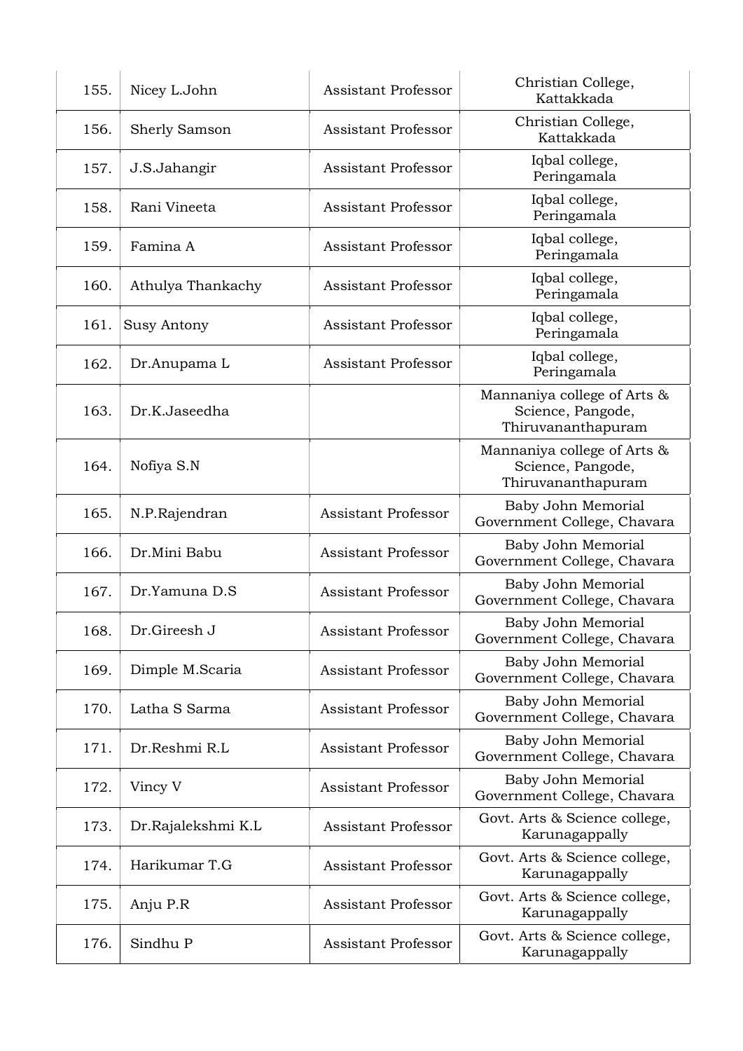| | | | |
|---|---|---|---|
| 155. | Nicey L.John | Assistant Professor | Christian College, Kattakkada |
| 156. | Sherly Samson | Assistant Professor | Christian College, Kattakkada |
| 157. | J.S.Jahangir | Assistant Professor | Iqbal college, Peringamala |
| 158. | Rani Vineeta | Assistant Professor | Iqbal college, Peringamala |
| 159. | Famina A | Assistant Professor | Iqbal college, Peringamala |
| 160. | Athulya Thankachy | Assistant Professor | Iqbal college, Peringamala |
| 161. | Susy Antony | Assistant Professor | Iqbal college, Peringamala |
| 162. | Dr.Anupama L | Assistant Professor | Iqbal college, Peringamala |
| 163. | Dr.K.Jaseedha | | Mannaniya college of Arts & Science, Pangode, Thiruvananthapuram |
| 164. | Nofiya S.N | | Mannaniya college of Arts & Science, Pangode, Thiruvananthapuram |
| 165. | N.P.Rajendran | Assistant Professor | Baby John Memorial Government College, Chavara |
| 166. | Dr.Mini Babu | Assistant Professor | Baby John Memorial Government College, Chavara |
| 167. | Dr.Yamuna D.S | Assistant Professor | Baby John Memorial Government College, Chavara |
| 168. | Dr.Gireesh J | Assistant Professor | Baby John Memorial Government College, Chavara |
| 169. | Dimple M.Scaria | Assistant Professor | Baby John Memorial Government College, Chavara |
| 170. | Latha S Sarma | Assistant Professor | Baby John Memorial Government College, Chavara |
| 171. | Dr.Reshmi R.L | Assistant Professor | Baby John Memorial Government College, Chavara |
| 172. | Vincy V | Assistant Professor | Baby John Memorial Government College, Chavara |
| 173. | Dr.Rajalekshmi K.L | Assistant Professor | Govt. Arts & Science college, Karunagappally |
| 174. | Harikumar T.G | Assistant Professor | Govt. Arts & Science college, Karunagappally |
| 175. | Anju P.R | Assistant Professor | Govt. Arts & Science college, Karunagappally |
| 176. | Sindhu P | Assistant Professor | Govt. Arts & Science college, Karunagappally |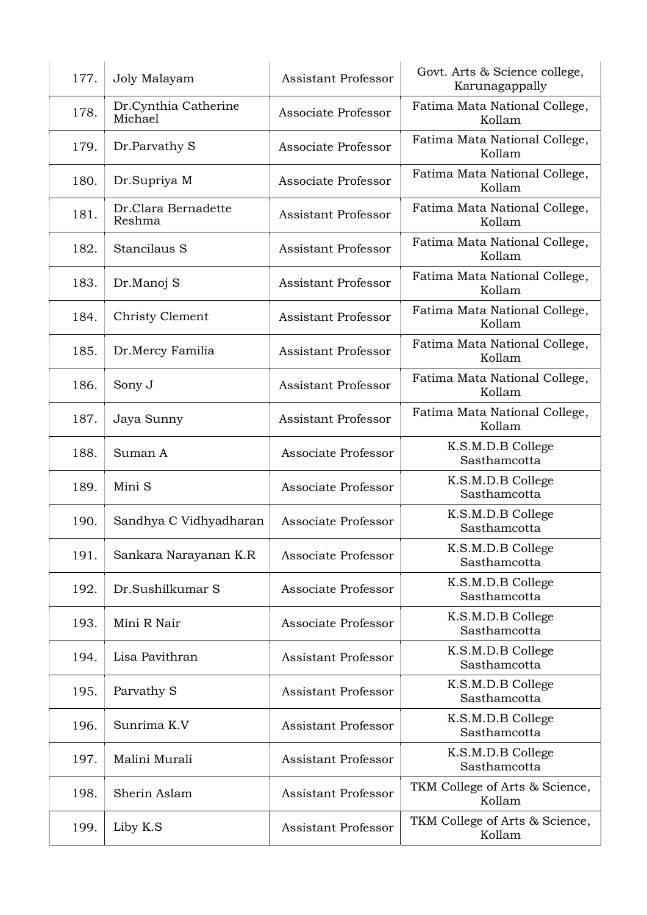| | | | |
|---|---|---|---|
| 177. | Joly Malayam | Assistant Professor | Govt. Arts & Science college, Karunagappally |
| 178. | Dr.Cynthia Catherine Michael | Associate Professor | Fatima Mata National College, Kollam |
| 179. | Dr.Parvathy S | Associate Professor | Fatima Mata National College, Kollam |
| 180. | Dr.Supriya M | Associate Professor | Fatima Mata National College, Kollam |
| 181. | Dr.Clara Bernadette Reshma | Assistant Professor | Fatima Mata National College, Kollam |
| 182. | Stancilaus S | Assistant Professor | Fatima Mata National College, Kollam |
| 183. | Dr.Manoj S | Assistant Professor | Fatima Mata National College, Kollam |
| 184. | Christy Clement | Assistant Professor | Fatima Mata National College, Kollam |
| 185. | Dr.Mercy Familia | Assistant Professor | Fatima Mata National College, Kollam |
| 186. | Sony J | Assistant Professor | Fatima Mata National College, Kollam |
| 187. | Jaya Sunny | Assistant Professor | Fatima Mata National College, Kollam |
| 188. | Suman A | Associate Professor | K.S.M.D.B College Sasthamcotta |
| 189. | Mini S | Associate Professor | K.S.M.D.B College Sasthamcotta |
| 190. | Sandhya C Vidhyadharan | Associate Professor | K.S.M.D.B College Sasthamcotta |
| 191. | Sankara Narayanan K.R | Associate Professor | K.S.M.D.B College Sasthamcotta |
| 192. | Dr.Sushilkumar S | Associate Professor | K.S.M.D.B College Sasthamcotta |
| 193. | Mini R Nair | Associate Professor | K.S.M.D.B College Sasthamcotta |
| 194. | Lisa Pavithran | Assistant Professor | K.S.M.D.B College Sasthamcotta |
| 195. | Parvathy S | Assistant Professor | K.S.M.D.B College Sasthamcotta |
| 196. | Sunrima K.V | Assistant Professor | K.S.M.D.B College Sasthamcotta |
| 197. | Malini Murali | Assistant Professor | K.S.M.D.B College Sasthamcotta |
| 198. | Sherin Aslam | Assistant Professor | TKM College of Arts & Science, Kollam |
| 199. | Liby K.S | Assistant Professor | TKM College of Arts & Science, Kollam |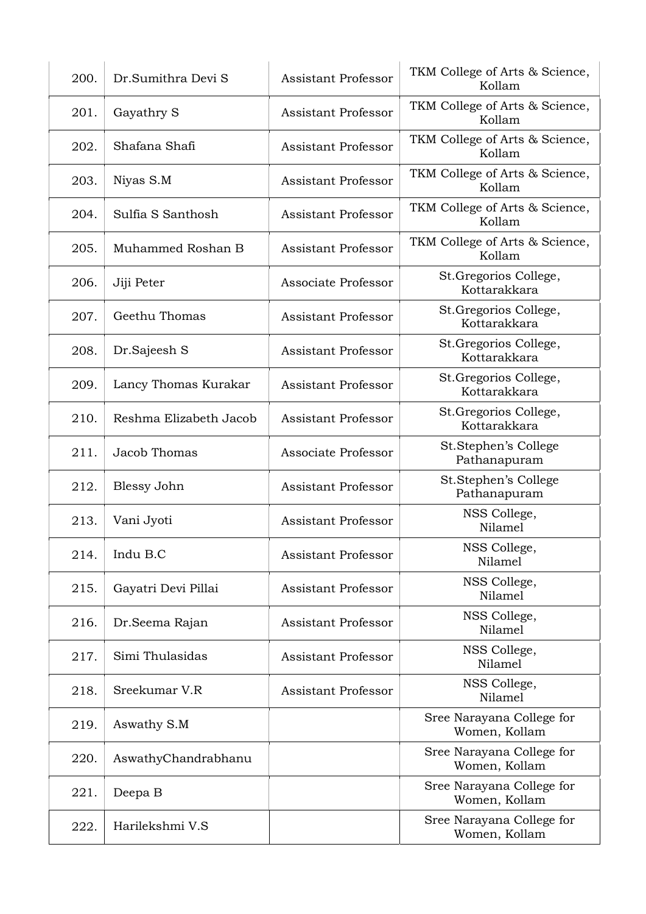| | | | |
|---|---|---|---|
| 200. | Dr.Sumithra Devi S | Assistant Professor | TKM College of Arts & Science, Kollam |
| 201. | Gayathry S | Assistant Professor | TKM College of Arts & Science, Kollam |
| 202. | Shafana Shafi | Assistant Professor | TKM College of Arts & Science, Kollam |
| 203. | Niyas S.M | Assistant Professor | TKM College of Arts & Science, Kollam |
| 204. | Sulfia S Santhosh | Assistant Professor | TKM College of Arts & Science, Kollam |
| 205. | Muhammed Roshan B | Assistant Professor | TKM College of Arts & Science, Kollam |
| 206. | Jiji Peter | Associate Professor | St.Gregorios College, Kottarakkara |
| 207. | Geethu Thomas | Assistant Professor | St.Gregorios College, Kottarakkara |
| 208. | Dr.Sajeesh S | Assistant Professor | St.Gregorios College, Kottarakkara |
| 209. | Lancy Thomas Kurakar | Assistant Professor | St.Gregorios College, Kottarakkara |
| 210. | Reshma Elizabeth Jacob | Assistant Professor | St.Gregorios College, Kottarakkara |
| 211. | Jacob Thomas | Associate Professor | St.Stephen's College Pathanapuram |
| 212. | Blessy John | Assistant Professor | St.Stephen's College Pathanapuram |
| 213. | Vani Jyoti | Assistant Professor | NSS College, Nilamel |
| 214. | Indu B.C | Assistant Professor | NSS College, Nilamel |
| 215. | Gayatri Devi Pillai | Assistant Professor | NSS College, Nilamel |
| 216. | Dr.Seema Rajan | Assistant Professor | NSS College, Nilamel |
| 217. | Simi Thulasidas | Assistant Professor | NSS College, Nilamel |
| 218. | Sreekumar V.R | Assistant Professor | NSS College, Nilamel |
| 219. | Aswathy S.M | | Sree Narayana College for Women, Kollam |
| 220. | AswathyChandrabhanu | | Sree Narayana College for Women, Kollam |
| 221. | Deepa B | | Sree Narayana College for Women, Kollam |
| 222. | Harilekshmi V.S | | Sree Narayana College for Women, Kollam |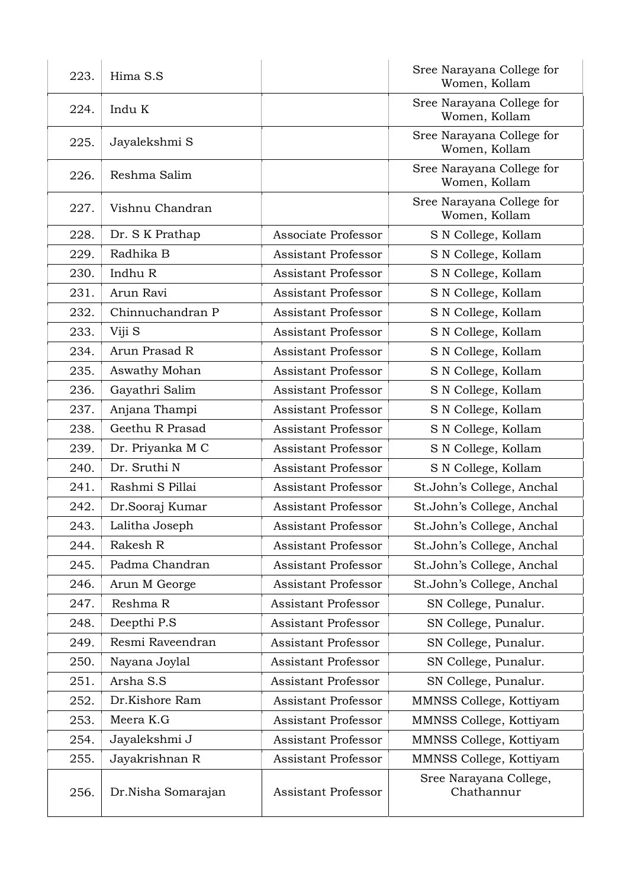| | | | |
|---|---|---|---|
| 223. | Hima S.S | | Sree Narayana College for Women, Kollam |
| 224. | Indu K | | Sree Narayana College for Women, Kollam |
| 225. | Jayalekshmi S | | Sree Narayana College for Women, Kollam |
| 226. | Reshma Salim | | Sree Narayana College for Women, Kollam |
| 227. | Vishnu Chandran | | Sree Narayana College for Women, Kollam |
| 228. | Dr. S K Prathap | Associate Professor | S N College, Kollam |
| 229. | Radhika B | Assistant Professor | S N College, Kollam |
| 230. | Indhu R | Assistant Professor | S N College, Kollam |
| 231. | Arun Ravi | Assistant Professor | S N College, Kollam |
| 232. | Chinnuchandran P | Assistant Professor | S N College, Kollam |
| 233. | Viji S | Assistant Professor | S N College, Kollam |
| 234. | Arun Prasad R | Assistant Professor | S N College, Kollam |
| 235. | Aswathy Mohan | Assistant Professor | S N College, Kollam |
| 236. | Gayathri Salim | Assistant Professor | S N College, Kollam |
| 237. | Anjana Thampi | Assistant Professor | S N College, Kollam |
| 238. | Geethu R Prasad | Assistant Professor | S N College, Kollam |
| 239. | Dr. Priyanka M C | Assistant Professor | S N College, Kollam |
| 240. | Dr. Sruthi N | Assistant Professor | S N College, Kollam |
| 241. | Rashmi S Pillai | Assistant Professor | St.John's College, Anchal |
| 242. | Dr.Sooraj Kumar | Assistant Professor | St.John's College, Anchal |
| 243. | Lalitha Joseph | Assistant Professor | St.John's College, Anchal |
| 244. | Rakesh R | Assistant Professor | St.John's College, Anchal |
| 245. | Padma Chandran | Assistant Professor | St.John's College, Anchal |
| 246. | Arun M George | Assistant Professor | St.John's College, Anchal |
| 247. | Reshma R | Assistant Professor | SN College, Punalur. |
| 248. | Deepthi P.S | Assistant Professor | SN College, Punalur. |
| 249. | Resmi Raveendran | Assistant Professor | SN College, Punalur. |
| 250. | Nayana Joylal | Assistant Professor | SN College, Punalur. |
| 251. | Arsha S.S | Assistant Professor | SN College, Punalur. |
| 252. | Dr.Kishore Ram | Assistant Professor | MMNSS College, Kottiyam |
| 253. | Meera K.G | Assistant Professor | MMNSS College, Kottiyam |
| 254. | Jayalekshmi J | Assistant Professor | MMNSS College, Kottiyam |
| 255. | Jayakrishnan R | Assistant Professor | MMNSS College, Kottiyam |
| 256. | Dr.Nisha Somarajan | Assistant Professor | Sree Narayana College, Chathannur |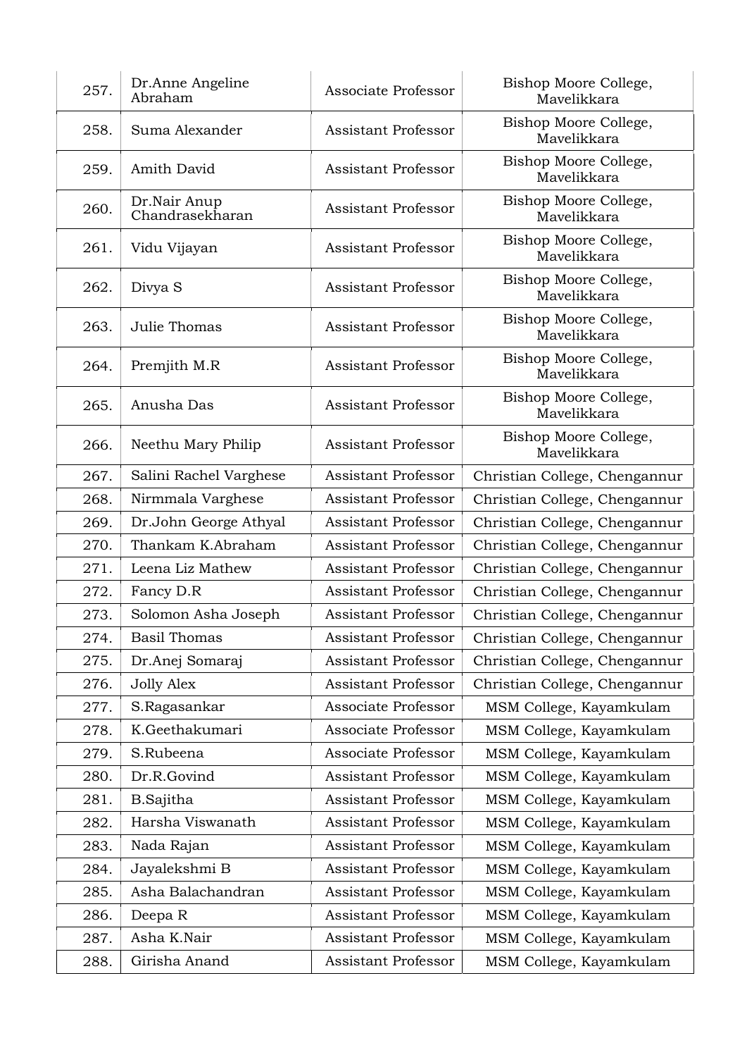| | | | |
|---|---|---|---|
| 257. | Dr.Anne Angeline Abraham | Associate Professor | Bishop Moore College, Mavelikkara |
| 258. | Suma Alexander | Assistant Professor | Bishop Moore College, Mavelikkara |
| 259. | Amith David | Assistant Professor | Bishop Moore College, Mavelikkara |
| 260. | Dr.Nair Anup Chandrasekharan | Assistant Professor | Bishop Moore College, Mavelikkara |
| 261. | Vidu Vijayan | Assistant Professor | Bishop Moore College, Mavelikkara |
| 262. | Divya S | Assistant Professor | Bishop Moore College, Mavelikkara |
| 263. | Julie Thomas | Assistant Professor | Bishop Moore College, Mavelikkara |
| 264. | Premjith M.R | Assistant Professor | Bishop Moore College, Mavelikkara |
| 265. | Anusha Das | Assistant Professor | Bishop Moore College, Mavelikkara |
| 266. | Neethu Mary Philip | Assistant Professor | Bishop Moore College, Mavelikkara |
| 267. | Salini Rachel Varghese | Assistant Professor | Christian College, Chengannur |
| 268. | Nirmmala Varghese | Assistant Professor | Christian College, Chengannur |
| 269. | Dr.John George Athyal | Assistant Professor | Christian College, Chengannur |
| 270. | Thankam K.Abraham | Assistant Professor | Christian College, Chengannur |
| 271. | Leena Liz Mathew | Assistant Professor | Christian College, Chengannur |
| 272. | Fancy D.R | Assistant Professor | Christian College, Chengannur |
| 273. | Solomon Asha Joseph | Assistant Professor | Christian College, Chengannur |
| 274. | Basil Thomas | Assistant Professor | Christian College, Chengannur |
| 275. | Dr.Anej Somaraj | Assistant Professor | Christian College, Chengannur |
| 276. | Jolly Alex | Assistant Professor | Christian College, Chengannur |
| 277. | S.Ragasankar | Associate Professor | MSM College, Kayamkulam |
| 278. | K.Geethakumari | Associate Professor | MSM College, Kayamkulam |
| 279. | S.Rubeena | Associate Professor | MSM College, Kayamkulam |
| 280. | Dr.R.Govind | Assistant Professor | MSM College, Kayamkulam |
| 281. | B.Sajitha | Assistant Professor | MSM College, Kayamkulam |
| 282. | Harsha Viswanath | Assistant Professor | MSM College, Kayamkulam |
| 283. | Nada Rajan | Assistant Professor | MSM College, Kayamkulam |
| 284. | Jayalekshmi B | Assistant Professor | MSM College, Kayamkulam |
| 285. | Asha Balachandran | Assistant Professor | MSM College, Kayamkulam |
| 286. | Deepa R | Assistant Professor | MSM College, Kayamkulam |
| 287. | Asha K.Nair | Assistant Professor | MSM College, Kayamkulam |
| 288. | Girisha Anand | Assistant Professor | MSM College, Kayamkulam |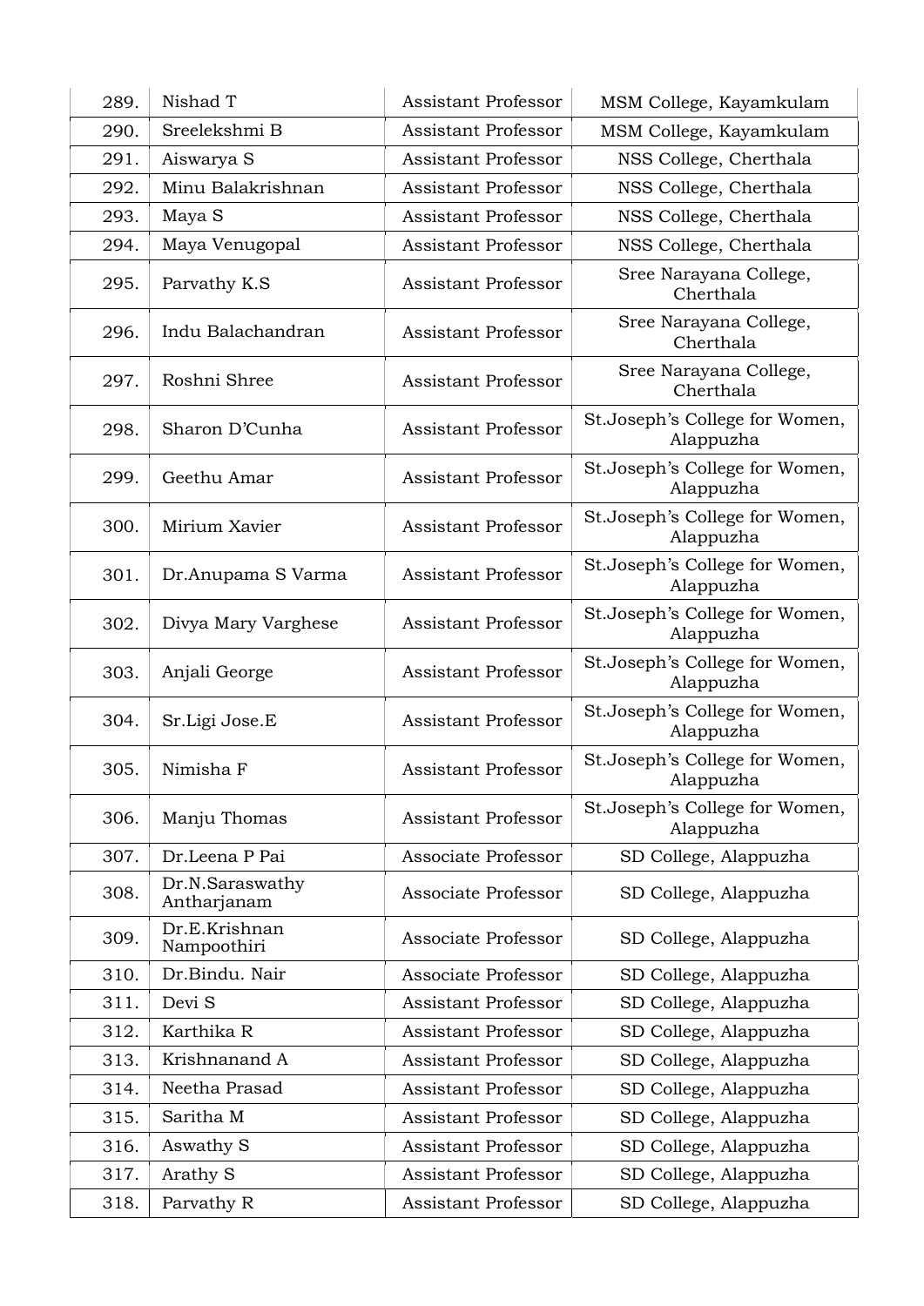| | | | |
|---|---|---|---|
| 289. | Nishad T | Assistant Professor | MSM College, Kayamkulam |
| 290. | Sreelekshmi B | Assistant Professor | MSM College, Kayamkulam |
| 291. | Aiswarya S | Assistant Professor | NSS College, Cherthala |
| 292. | Minu Balakrishnan | Assistant Professor | NSS College, Cherthala |
| 293. | Maya S | Assistant Professor | NSS College, Cherthala |
| 294. | Maya Venugopal | Assistant Professor | NSS College, Cherthala |
| 295. | Parvathy K.S | Assistant Professor | Sree Narayana College, Cherthala |
| 296. | Indu Balachandran | Assistant Professor | Sree Narayana College, Cherthala |
| 297. | Roshni Shree | Assistant Professor | Sree Narayana College, Cherthala |
| 298. | Sharon D'Cunha | Assistant Professor | St.Joseph's College for Women, Alappuzha |
| 299. | Geethu Amar | Assistant Professor | St.Joseph's College for Women, Alappuzha |
| 300. | Mirium Xavier | Assistant Professor | St.Joseph's College for Women, Alappuzha |
| 301. | Dr.Anupama S Varma | Assistant Professor | St.Joseph's College for Women, Alappuzha |
| 302. | Divya Mary Varghese | Assistant Professor | St.Joseph's College for Women, Alappuzha |
| 303. | Anjali George | Assistant Professor | St.Joseph's College for Women, Alappuzha |
| 304. | Sr.Ligi Jose.E | Assistant Professor | St.Joseph's College for Women, Alappuzha |
| 305. | Nimisha F | Assistant Professor | St.Joseph's College for Women, Alappuzha |
| 306. | Manju Thomas | Assistant Professor | St.Joseph's College for Women, Alappuzha |
| 307. | Dr.Leena P Pai | Associate Professor | SD College, Alappuzha |
| 308. | Dr.N.Saraswathy Antharjanam | Associate Professor | SD College, Alappuzha |
| 309. | Dr.E.Krishnan Nampoothiri | Associate Professor | SD College, Alappuzha |
| 310. | Dr.Bindu. Nair | Associate Professor | SD College, Alappuzha |
| 311. | Devi S | Assistant Professor | SD College, Alappuzha |
| 312. | Karthika R | Assistant Professor | SD College, Alappuzha |
| 313. | Krishnanand A | Assistant Professor | SD College, Alappuzha |
| 314. | Neetha Prasad | Assistant Professor | SD College, Alappuzha |
| 315. | Saritha M | Assistant Professor | SD College, Alappuzha |
| 316. | Aswathy S | Assistant Professor | SD College, Alappuzha |
| 317. | Arathy S | Assistant Professor | SD College, Alappuzha |
| 318. | Parvathy R | Assistant Professor | SD College, Alappuzha |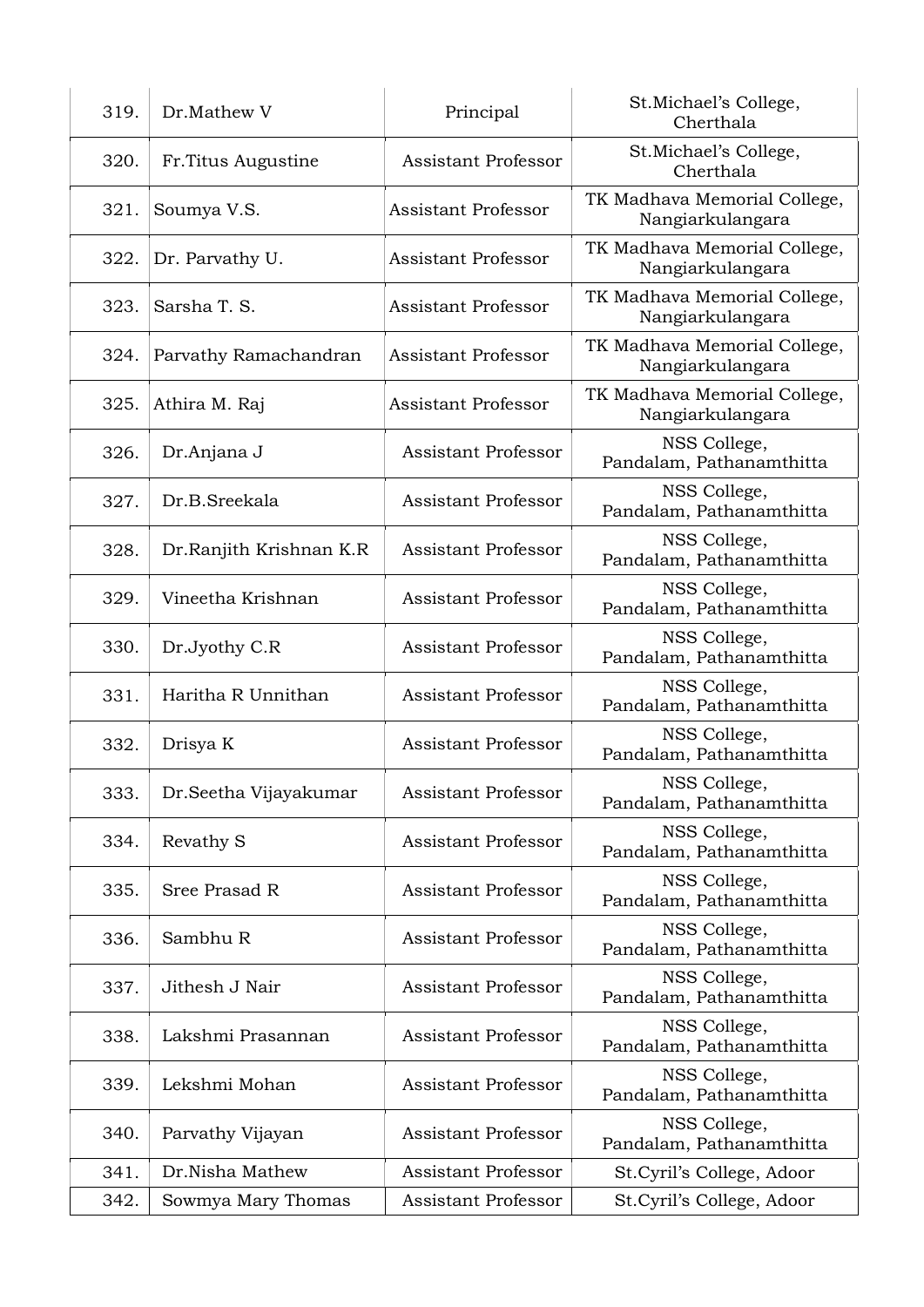| | | | |
|---|---|---|---|
| 319. | Dr.Mathew V | Principal | St.Michael's College, Cherthala |
| 320. | Fr.Titus Augustine | Assistant Professor | St.Michael's College, Cherthala |
| 321. | Soumya V.S. | Assistant Professor | TK Madhava Memorial College, Nangiarkulangara |
| 322. | Dr. Parvathy U. | Assistant Professor | TK Madhava Memorial College, Nangiarkulangara |
| 323. | Sarsha T. S. | Assistant Professor | TK Madhava Memorial College, Nangiarkulangara |
| 324. | Parvathy Ramachandran | Assistant Professor | TK Madhava Memorial College, Nangiarkulangara |
| 325. | Athira M. Raj | Assistant Professor | TK Madhava Memorial College, Nangiarkulangara |
| 326. | Dr.Anjana J | Assistant Professor | NSS College, Pandalam, Pathanamthitta |
| 327. | Dr.B.Sreekala | Assistant Professor | NSS College, Pandalam, Pathanamthitta |
| 328. | Dr.Ranjith Krishnan K.R | Assistant Professor | NSS College, Pandalam, Pathanamthitta |
| 329. | Vineetha Krishnan | Assistant Professor | NSS College, Pandalam, Pathanamthitta |
| 330. | Dr.Jyothy C.R | Assistant Professor | NSS College, Pandalam, Pathanamthitta |
| 331. | Haritha R Unnithan | Assistant Professor | NSS College, Pandalam, Pathanamthitta |
| 332. | Drisya K | Assistant Professor | NSS College, Pandalam, Pathanamthitta |
| 333. | Dr.Seetha Vijayakumar | Assistant Professor | NSS College, Pandalam, Pathanamthitta |
| 334. | Revathy S | Assistant Professor | NSS College, Pandalam, Pathanamthitta |
| 335. | Sree Prasad R | Assistant Professor | NSS College, Pandalam, Pathanamthitta |
| 336. | Sambhu R | Assistant Professor | NSS College, Pandalam, Pathanamthitta |
| 337. | Jithesh J Nair | Assistant Professor | NSS College, Pandalam, Pathanamthitta |
| 338. | Lakshmi Prasannan | Assistant Professor | NSS College, Pandalam, Pathanamthitta |
| 339. | Lekshmi Mohan | Assistant Professor | NSS College, Pandalam, Pathanamthitta |
| 340. | Parvathy Vijayan | Assistant Professor | NSS College, Pandalam, Pathanamthitta |
| 341. | Dr.Nisha Mathew | Assistant Professor | St.Cyril's College, Adoor |
| 342. | Sowmya Mary Thomas | Assistant Professor | St.Cyril's College, Adoor |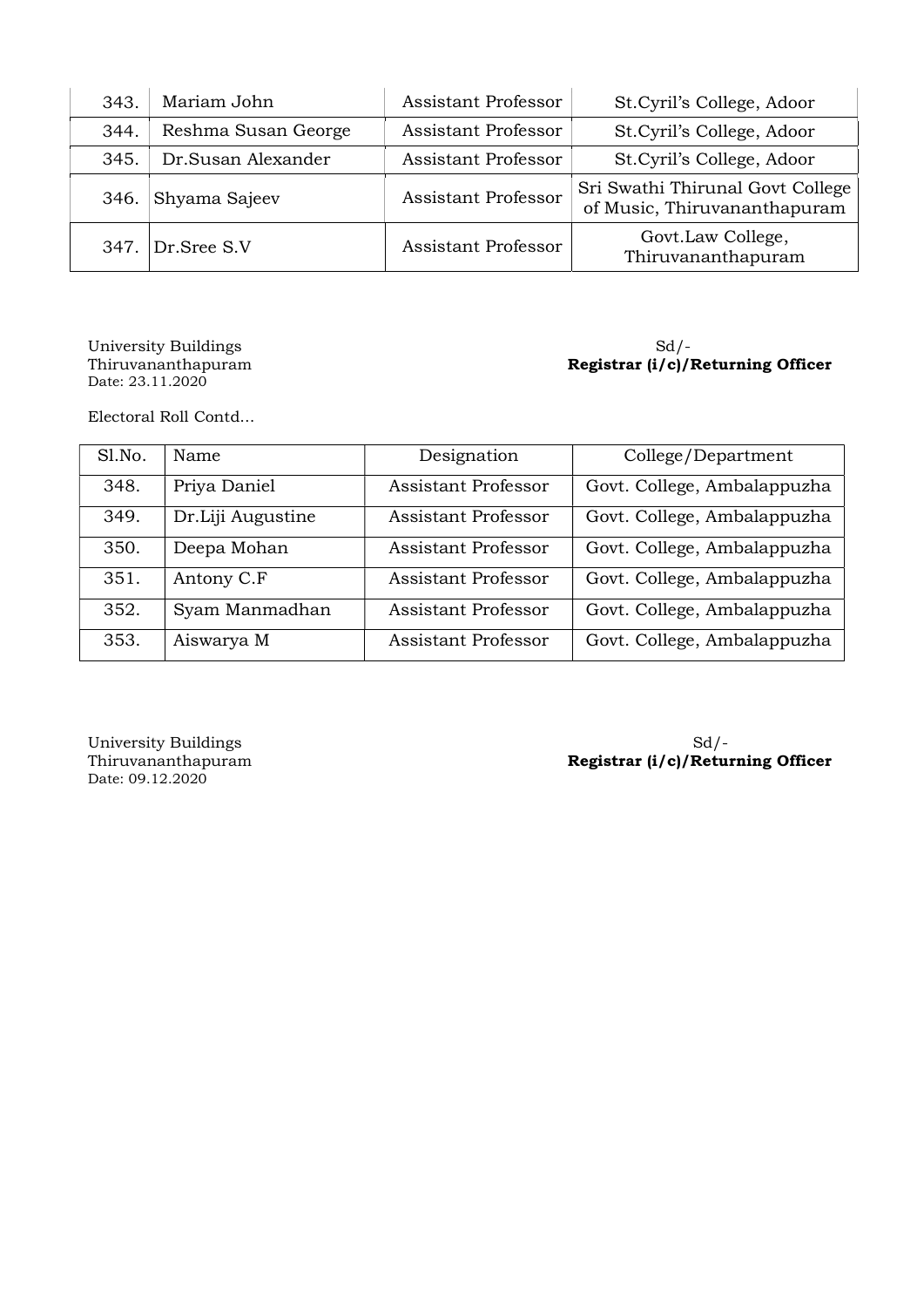| | | | |
|---|---|---|---|
| 343. | Mariam John | Assistant Professor | St.Cyril's College, Adoor |
| 344. | Reshma Susan George | Assistant Professor | St.Cyril's College, Adoor |
| 345. | Dr.Susan Alexander | Assistant Professor | St.Cyril's College, Adoor |
| 346. | Shyama Sajeev | Assistant Professor | Sri Swathi Thirunal Govt College of Music, Thiruvananthapuram |
| 347. | Dr.Sree S.V | Assistant Professor | Govt.Law College, Thiruvananthapuram |

University Buildings
Thiruvananthapuram
Date: 23.11.2020

Sd/-
**Registrar (i/c)/Returning Officer**

Electoral Roll Contd...

| Sl.No. | Name | Designation | College/Department |
|---|---|---|---|
| 348. | Priya Daniel | Assistant Professor | Govt. College, Ambalappuzha |
| 349. | Dr.Liji Augustine | Assistant Professor | Govt. College, Ambalappuzha |
| 350. | Deepa Mohan | Assistant Professor | Govt. College, Ambalappuzha |
| 351. | Antony C.F | Assistant Professor | Govt. College, Ambalappuzha |
| 352. | Syam Manmadhan | Assistant Professor | Govt. College, Ambalappuzha |
| 353. | Aiswarya M | Assistant Professor | Govt. College, Ambalappuzha |

University Buildings
Thiruvananthapuram
Date: 09.12.2020

Sd/-
**Registrar (i/c)/Returning Officer**